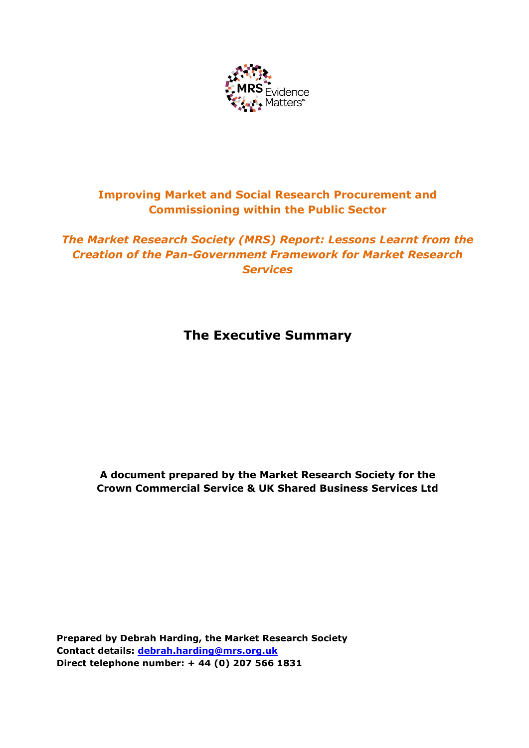MRS Evidence Matters™

# Improving Market and Social Research Procurement and Commissioning within the Public Sector

## *The Market Research Society (MRS) Report: Lessons Learnt from the Creation of the Pan-Government Framework for Market Research Services*

## The Executive Summary

**A document prepared by the Market Research Society for the Crown Commercial Service & UK Shared Business Services Ltd**

**Prepared by Debrah Harding, the Market Research Society**
**Contact details: [debrah.harding@mrs.org.uk](mailto:debrah.harding@mrs.org.uk)**
**Direct telephone number: + 44 (0) 207 566 1831**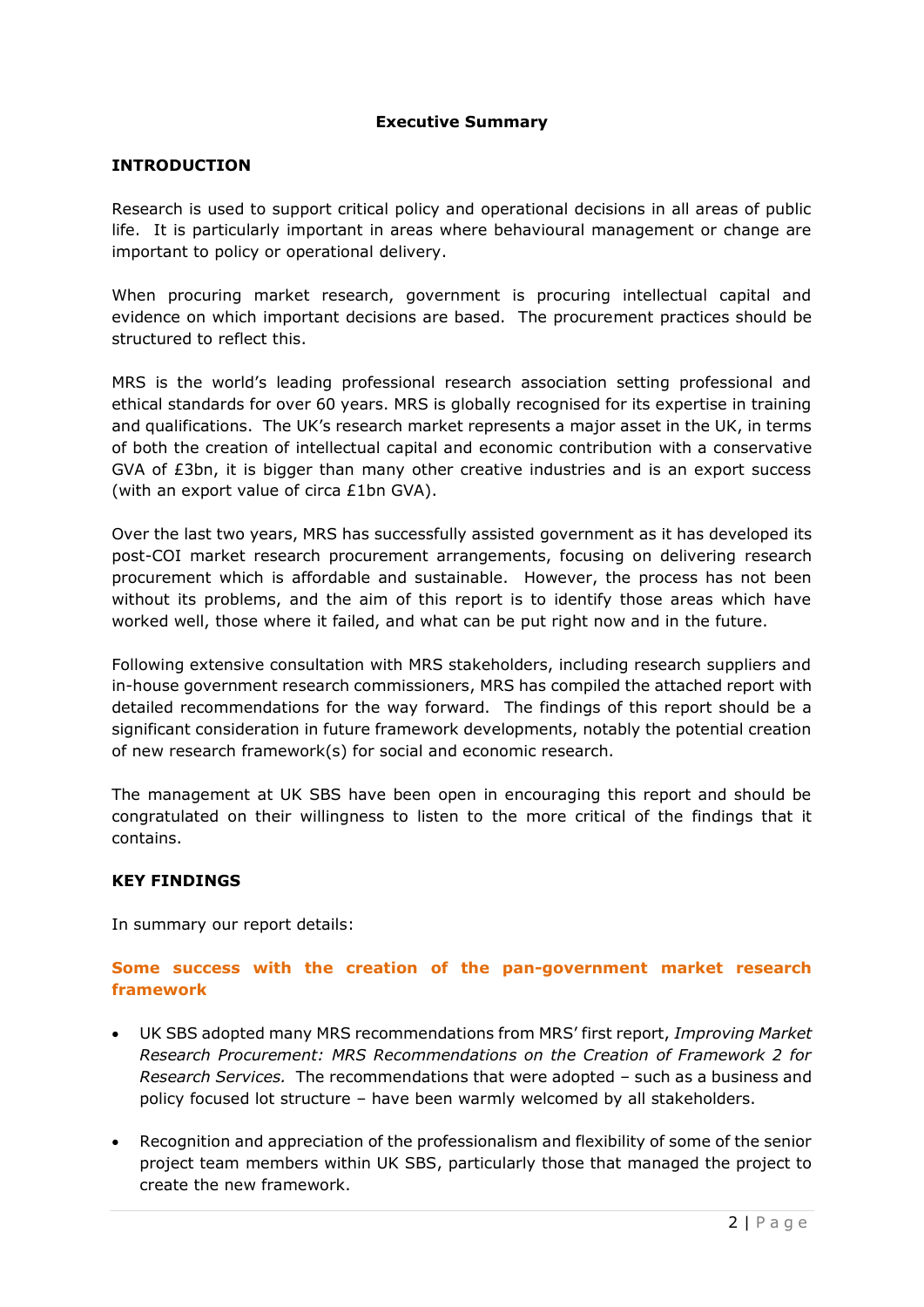**Executive Summary**

## INTRODUCTION

Research is used to support critical policy and operational decisions in all areas of public life. It is particularly important in areas where behavioural management or change are important to policy or operational delivery.

When procuring market research, government is procuring intellectual capital and evidence on which important decisions are based. The procurement practices should be structured to reflect this.

MRS is the world's leading professional research association setting professional and ethical standards for over 60 years. MRS is globally recognised for its expertise in training and qualifications. The UK's research market represents a major asset in the UK, in terms of both the creation of intellectual capital and economic contribution with a conservative GVA of £3bn, it is bigger than many other creative industries and is an export success (with an export value of circa £1bn GVA).

Over the last two years, MRS has successfully assisted government as it has developed its post-COI market research procurement arrangements, focusing on delivering research procurement which is affordable and sustainable. However, the process has not been without its problems, and the aim of this report is to identify those areas which have worked well, those where it failed, and what can be put right now and in the future.

Following extensive consultation with MRS stakeholders, including research suppliers and in-house government research commissioners, MRS has compiled the attached report with detailed recommendations for the way forward. The findings of this report should be a significant consideration in future framework developments, notably the potential creation of new research framework(s) for social and economic research.

The management at UK SBS have been open in encouraging this report and should be congratulated on their willingness to listen to the more critical of the findings that it contains.

## KEY FINDINGS

In summary our report details:

### Some success with the creation of the pan-government market research framework

- UK SBS adopted many MRS recommendations from MRS' first report, *Improving Market Research Procurement: MRS Recommendations on the Creation of Framework 2 for Research Services.* The recommendations that were adopted – such as a business and policy focused lot structure – have been warmly welcomed by all stakeholders.

- Recognition and appreciation of the professionalism and flexibility of some of the senior project team members within UK SBS, particularly those that managed the project to create the new framework.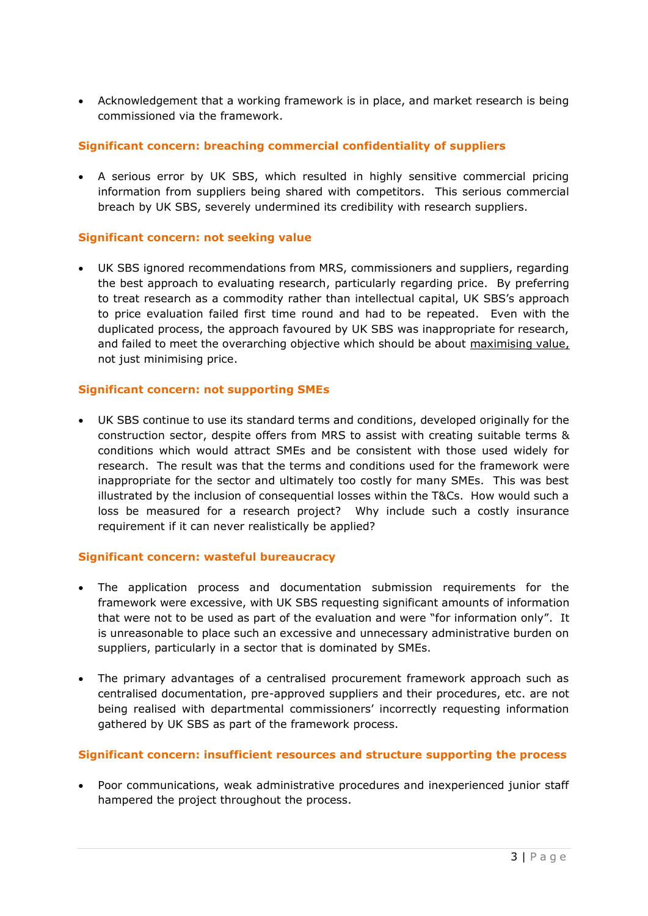- Acknowledgement that a working framework is in place, and market research is being commissioned via the framework.

**Significant concern: breaching commercial confidentiality of suppliers**

- A serious error by UK SBS, which resulted in highly sensitive commercial pricing information from suppliers being shared with competitors. This serious commercial breach by UK SBS, severely undermined its credibility with research suppliers.

**Significant concern: not seeking value**

- UK SBS ignored recommendations from MRS, commissioners and suppliers, regarding the best approach to evaluating research, particularly regarding price. By preferring to treat research as a commodity rather than intellectual capital, UK SBS's approach to price evaluation failed first time round and had to be repeated. Even with the duplicated process, the approach favoured by UK SBS was inappropriate for research, and failed to meet the overarching objective which should be about <u>maximising value,</u> not just minimising price.

**Significant concern: not supporting SMEs**

- UK SBS continue to use its standard terms and conditions, developed originally for the construction sector, despite offers from MRS to assist with creating suitable terms & conditions which would attract SMEs and be consistent with those used widely for research. The result was that the terms and conditions used for the framework were inappropriate for the sector and ultimately too costly for many SMEs. This was best illustrated by the inclusion of consequential losses within the T&Cs. How would such a loss be measured for a research project? Why include such a costly insurance requirement if it can never realistically be applied?

**Significant concern: wasteful bureaucracy**

- The application process and documentation submission requirements for the framework were excessive, with UK SBS requesting significant amounts of information that were not to be used as part of the evaluation and were "for information only". It is unreasonable to place such an excessive and unnecessary administrative burden on suppliers, particularly in a sector that is dominated by SMEs.

- The primary advantages of a centralised procurement framework approach such as centralised documentation, pre-approved suppliers and their procedures, etc. are not being realised with departmental commissioners' incorrectly requesting information gathered by UK SBS as part of the framework process.

**Significant concern: insufficient resources and structure supporting the process**

- Poor communications, weak administrative procedures and inexperienced junior staff hampered the project throughout the process.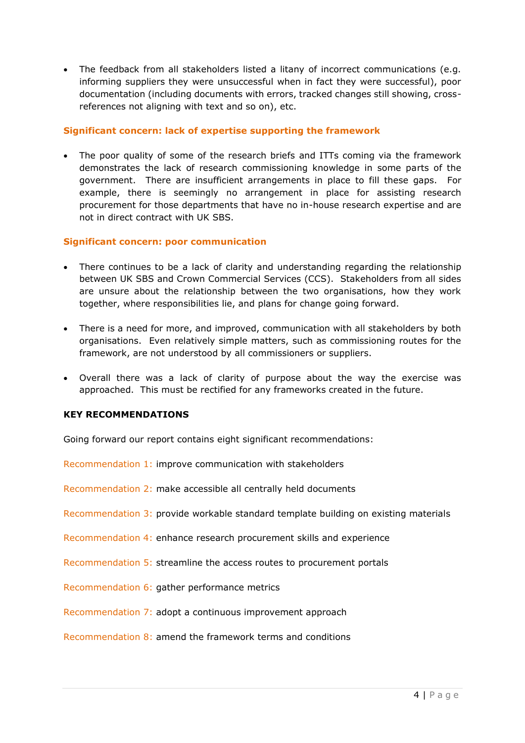- The feedback from all stakeholders listed a litany of incorrect communications (e.g. informing suppliers they were unsuccessful when in fact they were successful), poor documentation (including documents with errors, tracked changes still showing, cross-references not aligning with text and so on), etc.

### Significant concern: lack of expertise supporting the framework

- The poor quality of some of the research briefs and ITTs coming via the framework demonstrates the lack of research commissioning knowledge in some parts of the government. There are insufficient arrangements in place to fill these gaps. For example, there is seemingly no arrangement in place for assisting research procurement for those departments that have no in-house research expertise and are not in direct contract with UK SBS.

### Significant concern: poor communication

- There continues to be a lack of clarity and understanding regarding the relationship between UK SBS and Crown Commercial Services (CCS). Stakeholders from all sides are unsure about the relationship between the two organisations, how they work together, where responsibilities lie, and plans for change going forward.

- There is a need for more, and improved, communication with all stakeholders by both organisations. Even relatively simple matters, such as commissioning routes for the framework, are not understood by all commissioners or suppliers.

- Overall there was a lack of clarity of purpose about the way the exercise was approached. This must be rectified for any frameworks created in the future.

## KEY RECOMMENDATIONS

Going forward our report contains eight significant recommendations:

Recommendation 1: improve communication with stakeholders

Recommendation 2: make accessible all centrally held documents

Recommendation 3: provide workable standard template building on existing materials

Recommendation 4: enhance research procurement skills and experience

Recommendation 5: streamline the access routes to procurement portals

Recommendation 6: gather performance metrics

Recommendation 7: adopt a continuous improvement approach

Recommendation 8: amend the framework terms and conditions